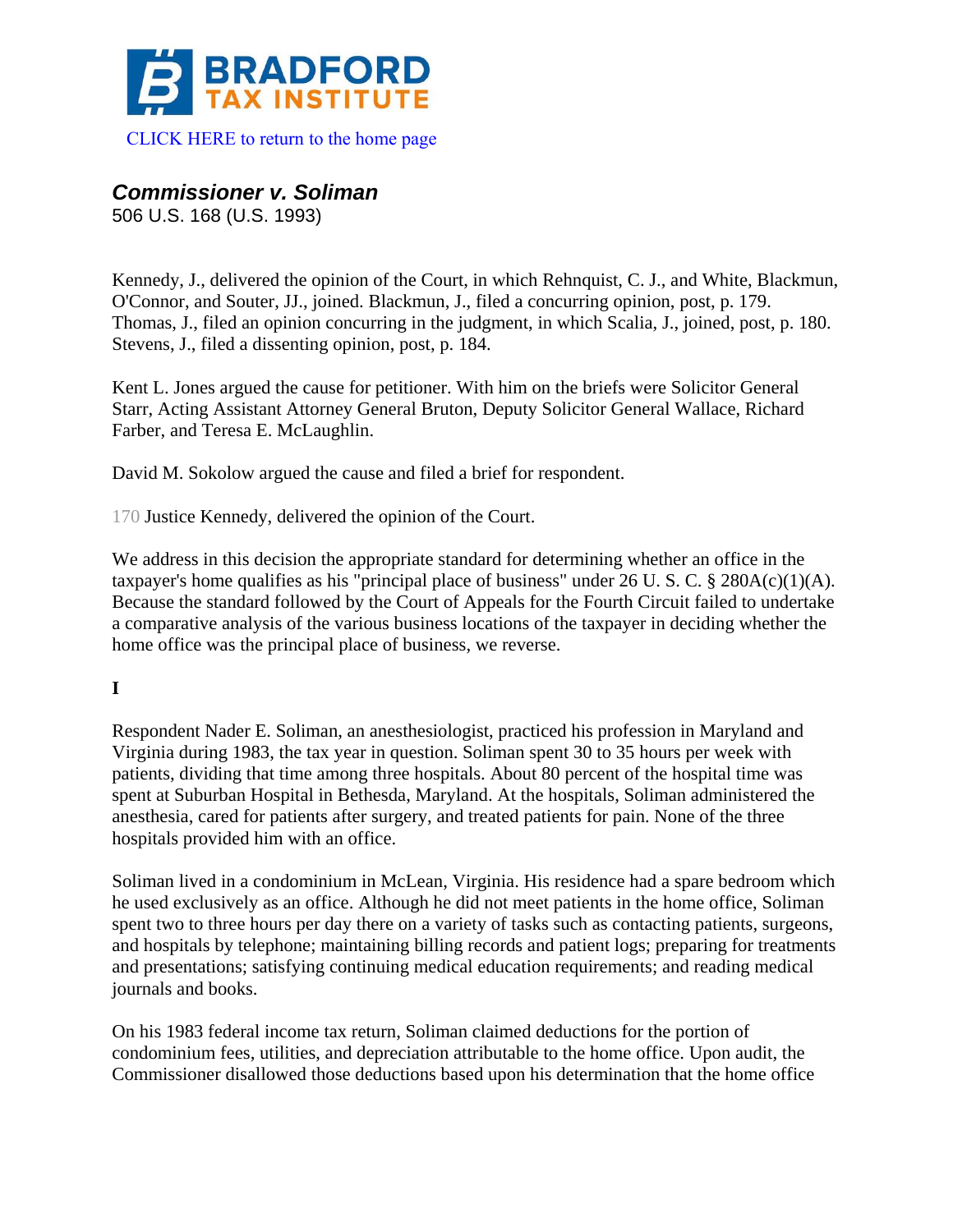BRADFORD TAX INSTITUTE

CLICK HERE to return to the home page

## *Commissioner v. Soliman*

506 U.S. 168 (U.S. 1993)

Kennedy, J., delivered the opinion of the Court, in which Rehnquist, C. J., and White, Blackmun, O'Connor, and Souter, JJ., joined. Blackmun, J., filed a concurring opinion, post, p. 179. Thomas, J., filed an opinion concurring in the judgment, in which Scalia, J., joined, post, p. 180. Stevens, J., filed a dissenting opinion, post, p. 184.

Kent L. Jones argued the cause for petitioner. With him on the briefs were Solicitor General Starr, Acting Assistant Attorney General Bruton, Deputy Solicitor General Wallace, Richard Farber, and Teresa E. McLaughlin.

David M. Sokolow argued the cause and filed a brief for respondent.

170 Justice Kennedy, delivered the opinion of the Court.

We address in this decision the appropriate standard for determining whether an office in the taxpayer's home qualifies as his "principal place of business" under 26 U. S. C. § 280A(c)(1)(A). Because the standard followed by the Court of Appeals for the Fourth Circuit failed to undertake a comparative analysis of the various business locations of the taxpayer in deciding whether the home office was the principal place of business, we reverse.

**I**

Respondent Nader E. Soliman, an anesthesiologist, practiced his profession in Maryland and Virginia during 1983, the tax year in question. Soliman spent 30 to 35 hours per week with patients, dividing that time among three hospitals. About 80 percent of the hospital time was spent at Suburban Hospital in Bethesda, Maryland. At the hospitals, Soliman administered the anesthesia, cared for patients after surgery, and treated patients for pain. None of the three hospitals provided him with an office.

Soliman lived in a condominium in McLean, Virginia. His residence had a spare bedroom which he used exclusively as an office. Although he did not meet patients in the home office, Soliman spent two to three hours per day there on a variety of tasks such as contacting patients, surgeons, and hospitals by telephone; maintaining billing records and patient logs; preparing for treatments and presentations; satisfying continuing medical education requirements; and reading medical journals and books.

On his 1983 federal income tax return, Soliman claimed deductions for the portion of condominium fees, utilities, and depreciation attributable to the home office. Upon audit, the Commissioner disallowed those deductions based upon his determination that the home office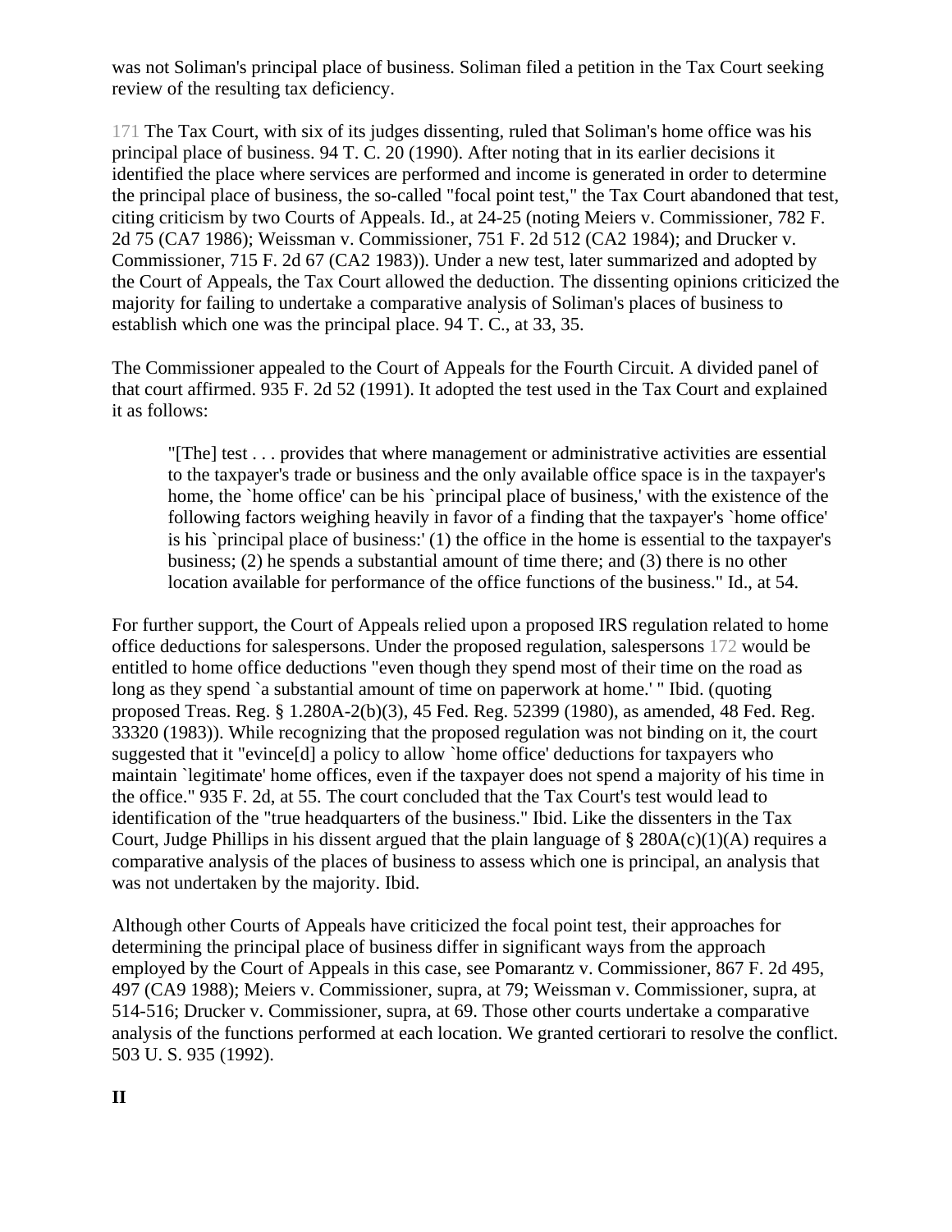was not Soliman's principal place of business. Soliman filed a petition in the Tax Court seeking review of the resulting tax deficiency.

171 The Tax Court, with six of its judges dissenting, ruled that Soliman's home office was his principal place of business. 94 T. C. 20 (1990). After noting that in its earlier decisions it identified the place where services are performed and income is generated in order to determine the principal place of business, the so-called "focal point test," the Tax Court abandoned that test, citing criticism by two Courts of Appeals. Id., at 24-25 (noting Meiers v. Commissioner, 782 F. 2d 75 (CA7 1986); Weissman v. Commissioner, 751 F. 2d 512 (CA2 1984); and Drucker v. Commissioner, 715 F. 2d 67 (CA2 1983)). Under a new test, later summarized and adopted by the Court of Appeals, the Tax Court allowed the deduction. The dissenting opinions criticized the majority for failing to undertake a comparative analysis of Soliman's places of business to establish which one was the principal place. 94 T. C., at 33, 35.

The Commissioner appealed to the Court of Appeals for the Fourth Circuit. A divided panel of that court affirmed. 935 F. 2d 52 (1991). It adopted the test used in the Tax Court and explained it as follows:

> "[The] test . . . provides that where management or administrative activities are essential to the taxpayer's trade or business and the only available office space is in the taxpayer's home, the `home office' can be his `principal place of business,' with the existence of the following factors weighing heavily in favor of a finding that the taxpayer's `home office' is his `principal place of business:' (1) the office in the home is essential to the taxpayer's business; (2) he spends a substantial amount of time there; and (3) there is no other location available for performance of the office functions of the business." Id., at 54.

For further support, the Court of Appeals relied upon a proposed IRS regulation related to home office deductions for salespersons. Under the proposed regulation, salespersons 172 would be entitled to home office deductions "even though they spend most of their time on the road as long as they spend `a substantial amount of time on paperwork at home.' " Ibid. (quoting proposed Treas. Reg. § 1.280A-2(b)(3), 45 Fed. Reg. 52399 (1980), as amended, 48 Fed. Reg. 33320 (1983)). While recognizing that the proposed regulation was not binding on it, the court suggested that it "evince[d] a policy to allow `home office' deductions for taxpayers who maintain `legitimate' home offices, even if the taxpayer does not spend a majority of his time in the office." 935 F. 2d, at 55. The court concluded that the Tax Court's test would lead to identification of the "true headquarters of the business." Ibid. Like the dissenters in the Tax Court, Judge Phillips in his dissent argued that the plain language of § 280A(c)(1)(A) requires a comparative analysis of the places of business to assess which one is principal, an analysis that was not undertaken by the majority. Ibid.

Although other Courts of Appeals have criticized the focal point test, their approaches for determining the principal place of business differ in significant ways from the approach employed by the Court of Appeals in this case, see Pomarantz v. Commissioner, 867 F. 2d 495, 497 (CA9 1988); Meiers v. Commissioner, supra, at 79; Weissman v. Commissioner, supra, at 514-516; Drucker v. Commissioner, supra, at 69. Those other courts undertake a comparative analysis of the functions performed at each location. We granted certiorari to resolve the conflict. 503 U. S. 935 (1992).

**II**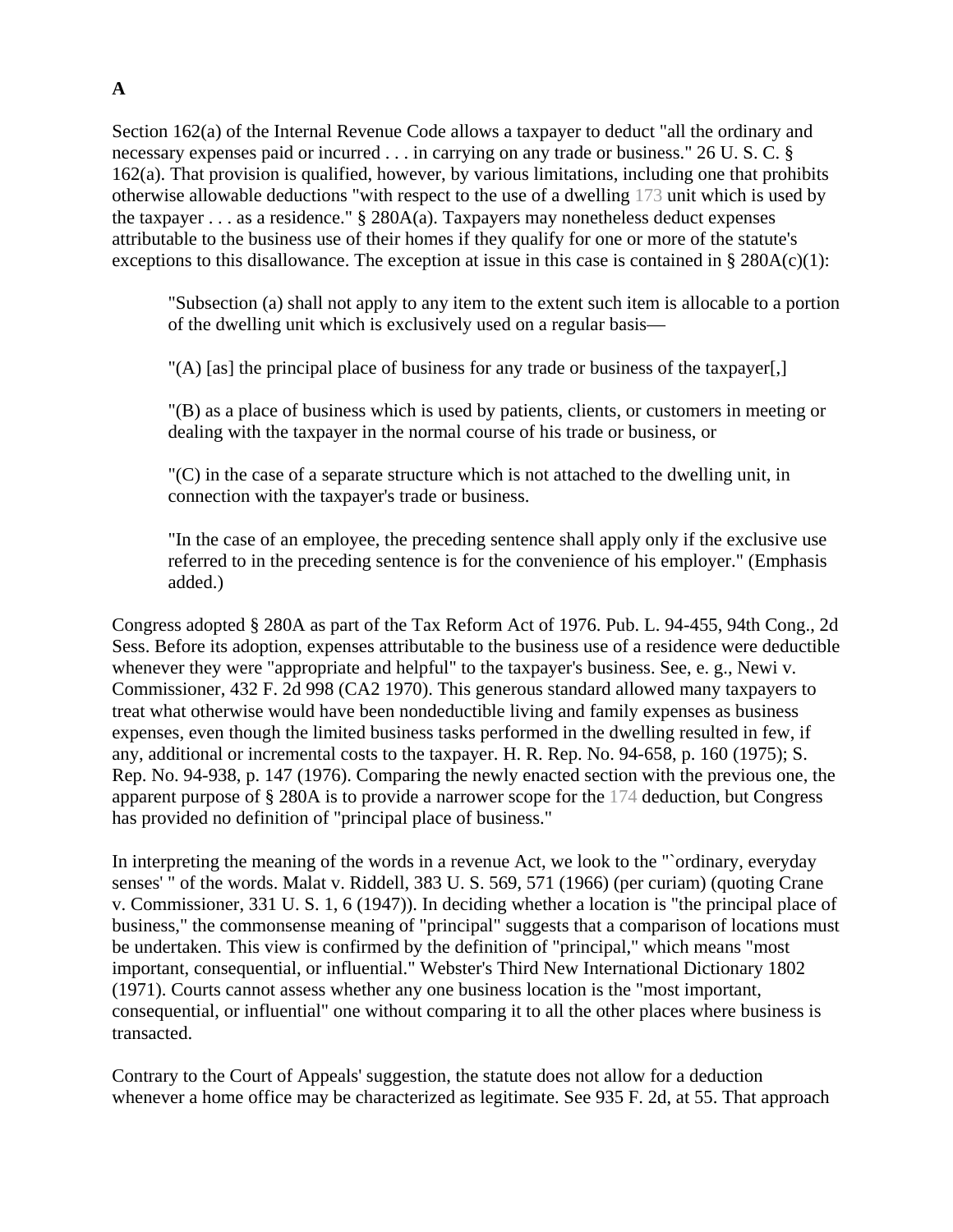**A**

Section 162(a) of the Internal Revenue Code allows a taxpayer to deduct "all the ordinary and necessary expenses paid or incurred . . . in carrying on any trade or business." 26 U. S. C. § 162(a). That provision is qualified, however, by various limitations, including one that prohibits otherwise allowable deductions "with respect to the use of a dwelling 173 unit which is used by the taxpayer . . . as a residence." § 280A(a). Taxpayers may nonetheless deduct expenses attributable to the business use of their homes if they qualify for one or more of the statute's exceptions to this disallowance. The exception at issue in this case is contained in § 280A(c)(1):

> "Subsection (a) shall not apply to any item to the extent such item is allocable to a portion of the dwelling unit which is exclusively used on a regular basis—
>
> "(A) [as] the principal place of business for any trade or business of the taxpayer[,]
>
> "(B) as a place of business which is used by patients, clients, or customers in meeting or dealing with the taxpayer in the normal course of his trade or business, or
>
> "(C) in the case of a separate structure which is not attached to the dwelling unit, in connection with the taxpayer's trade or business.
>
> "In the case of an employee, the preceding sentence shall apply only if the exclusive use referred to in the preceding sentence is for the convenience of his employer." (Emphasis added.)

Congress adopted § 280A as part of the Tax Reform Act of 1976. Pub. L. 94-455, 94th Cong., 2d Sess. Before its adoption, expenses attributable to the business use of a residence were deductible whenever they were "appropriate and helpful" to the taxpayer's business. See, e. g., Newi v. Commissioner, 432 F. 2d 998 (CA2 1970). This generous standard allowed many taxpayers to treat what otherwise would have been nondeductible living and family expenses as business expenses, even though the limited business tasks performed in the dwelling resulted in few, if any, additional or incremental costs to the taxpayer. H. R. Rep. No. 94-658, p. 160 (1975); S. Rep. No. 94-938, p. 147 (1976). Comparing the newly enacted section with the previous one, the apparent purpose of § 280A is to provide a narrower scope for the 174 deduction, but Congress has provided no definition of "principal place of business."

In interpreting the meaning of the words in a revenue Act, we look to the "`ordinary, everyday senses' " of the words. Malat v. Riddell, 383 U. S. 569, 571 (1966) (per curiam) (quoting Crane v. Commissioner, 331 U. S. 1, 6 (1947)). In deciding whether a location is "the principal place of business," the commonsense meaning of "principal" suggests that a comparison of locations must be undertaken. This view is confirmed by the definition of "principal," which means "most important, consequential, or influential." Webster's Third New International Dictionary 1802 (1971). Courts cannot assess whether any one business location is the "most important, consequential, or influential" one without comparing it to all the other places where business is transacted.

Contrary to the Court of Appeals' suggestion, the statute does not allow for a deduction whenever a home office may be characterized as legitimate. See 935 F. 2d, at 55. That approach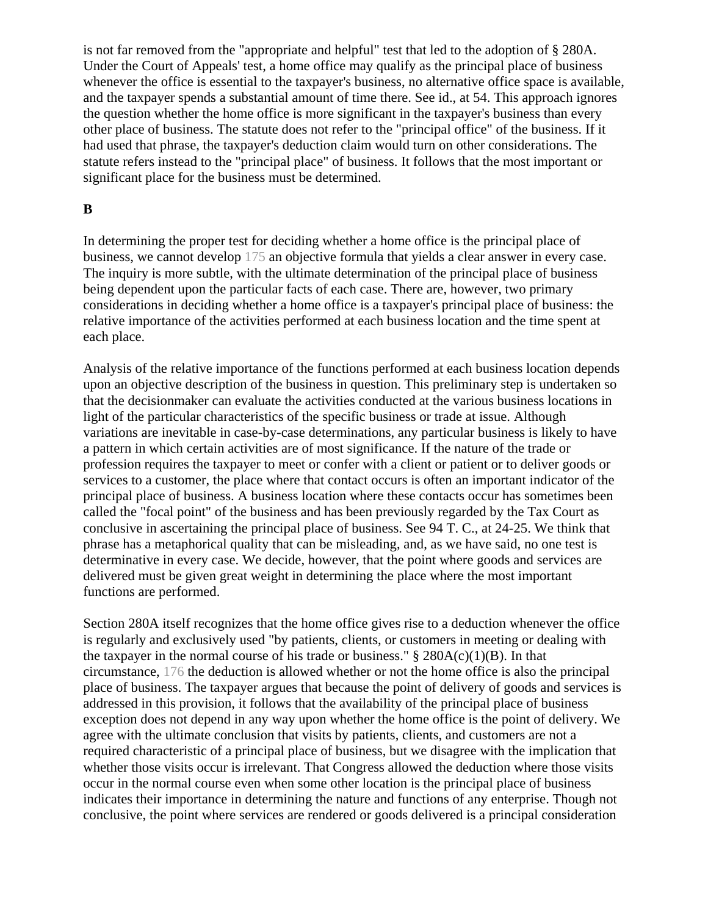is not far removed from the "appropriate and helpful" test that led to the adoption of § 280A. Under the Court of Appeals' test, a home office may qualify as the principal place of business whenever the office is essential to the taxpayer's business, no alternative office space is available, and the taxpayer spends a substantial amount of time there. See id., at 54. This approach ignores the question whether the home office is more significant in the taxpayer's business than every other place of business. The statute does not refer to the "principal office" of the business. If it had used that phrase, the taxpayer's deduction claim would turn on other considerations. The statute refers instead to the "principal place" of business. It follows that the most important or significant place for the business must be determined.

**B**

In determining the proper test for deciding whether a home office is the principal place of business, we cannot develop 175 an objective formula that yields a clear answer in every case. The inquiry is more subtle, with the ultimate determination of the principal place of business being dependent upon the particular facts of each case. There are, however, two primary considerations in deciding whether a home office is a taxpayer's principal place of business: the relative importance of the activities performed at each business location and the time spent at each place.

Analysis of the relative importance of the functions performed at each business location depends upon an objective description of the business in question. This preliminary step is undertaken so that the decisionmaker can evaluate the activities conducted at the various business locations in light of the particular characteristics of the specific business or trade at issue. Although variations are inevitable in case-by-case determinations, any particular business is likely to have a pattern in which certain activities are of most significance. If the nature of the trade or profession requires the taxpayer to meet or confer with a client or patient or to deliver goods or services to a customer, the place where that contact occurs is often an important indicator of the principal place of business. A business location where these contacts occur has sometimes been called the "focal point" of the business and has been previously regarded by the Tax Court as conclusive in ascertaining the principal place of business. See 94 T. C., at 24-25. We think that phrase has a metaphorical quality that can be misleading, and, as we have said, no one test is determinative in every case. We decide, however, that the point where goods and services are delivered must be given great weight in determining the place where the most important functions are performed.

Section 280A itself recognizes that the home office gives rise to a deduction whenever the office is regularly and exclusively used "by patients, clients, or customers in meeting or dealing with the taxpayer in the normal course of his trade or business." § 280A(c)(1)(B). In that circumstance, 176 the deduction is allowed whether or not the home office is also the principal place of business. The taxpayer argues that because the point of delivery of goods and services is addressed in this provision, it follows that the availability of the principal place of business exception does not depend in any way upon whether the home office is the point of delivery. We agree with the ultimate conclusion that visits by patients, clients, and customers are not a required characteristic of a principal place of business, but we disagree with the implication that whether those visits occur is irrelevant. That Congress allowed the deduction where those visits occur in the normal course even when some other location is the principal place of business indicates their importance in determining the nature and functions of any enterprise. Though not conclusive, the point where services are rendered or goods delivered is a principal consideration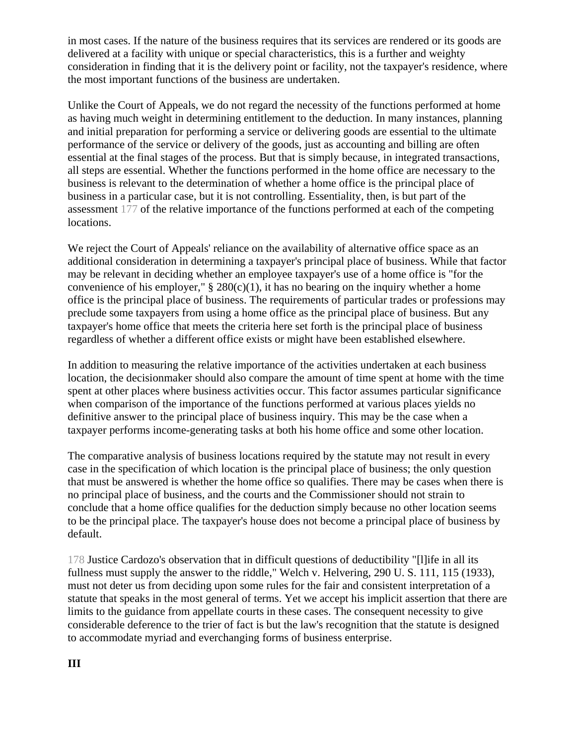in most cases. If the nature of the business requires that its services are rendered or its goods are delivered at a facility with unique or special characteristics, this is a further and weighty consideration in finding that it is the delivery point or facility, not the taxpayer's residence, where the most important functions of the business are undertaken.

Unlike the Court of Appeals, we do not regard the necessity of the functions performed at home as having much weight in determining entitlement to the deduction. In many instances, planning and initial preparation for performing a service or delivering goods are essential to the ultimate performance of the service or delivery of the goods, just as accounting and billing are often essential at the final stages of the process. But that is simply because, in integrated transactions, all steps are essential. Whether the functions performed in the home office are necessary to the business is relevant to the determination of whether a home office is the principal place of business in a particular case, but it is not controlling. Essentiality, then, is but part of the assessment 177 of the relative importance of the functions performed at each of the competing locations.

We reject the Court of Appeals' reliance on the availability of alternative office space as an additional consideration in determining a taxpayer's principal place of business. While that factor may be relevant in deciding whether an employee taxpayer's use of a home office is "for the convenience of his employer," § 280(c)(1), it has no bearing on the inquiry whether a home office is the principal place of business. The requirements of particular trades or professions may preclude some taxpayers from using a home office as the principal place of business. But any taxpayer's home office that meets the criteria here set forth is the principal place of business regardless of whether a different office exists or might have been established elsewhere.

In addition to measuring the relative importance of the activities undertaken at each business location, the decisionmaker should also compare the amount of time spent at home with the time spent at other places where business activities occur. This factor assumes particular significance when comparison of the importance of the functions performed at various places yields no definitive answer to the principal place of business inquiry. This may be the case when a taxpayer performs income-generating tasks at both his home office and some other location.

The comparative analysis of business locations required by the statute may not result in every case in the specification of which location is the principal place of business; the only question that must be answered is whether the home office so qualifies. There may be cases when there is no principal place of business, and the courts and the Commissioner should not strain to conclude that a home office qualifies for the deduction simply because no other location seems to be the principal place. The taxpayer's house does not become a principal place of business by default.

178 Justice Cardozo's observation that in difficult questions of deductibility "[l]ife in all its fullness must supply the answer to the riddle," Welch v. Helvering, 290 U. S. 111, 115 (1933), must not deter us from deciding upon some rules for the fair and consistent interpretation of a statute that speaks in the most general of terms. Yet we accept his implicit assertion that there are limits to the guidance from appellate courts in these cases. The consequent necessity to give considerable deference to the trier of fact is but the law's recognition that the statute is designed to accommodate myriad and everchanging forms of business enterprise.

## III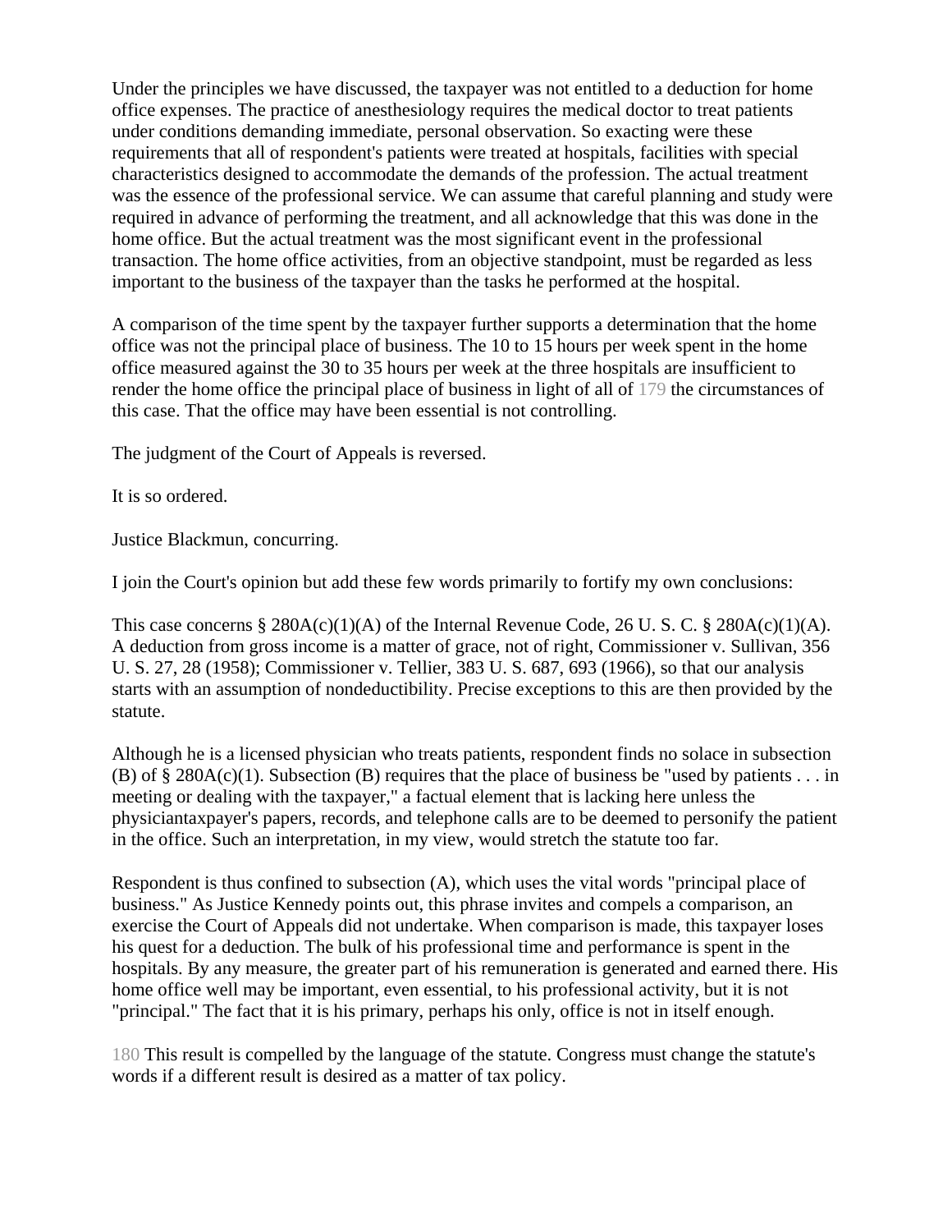Under the principles we have discussed, the taxpayer was not entitled to a deduction for home office expenses. The practice of anesthesiology requires the medical doctor to treat patients under conditions demanding immediate, personal observation. So exacting were these requirements that all of respondent's patients were treated at hospitals, facilities with special characteristics designed to accommodate the demands of the profession. The actual treatment was the essence of the professional service. We can assume that careful planning and study were required in advance of performing the treatment, and all acknowledge that this was done in the home office. But the actual treatment was the most significant event in the professional transaction. The home office activities, from an objective standpoint, must be regarded as less important to the business of the taxpayer than the tasks he performed at the hospital.

A comparison of the time spent by the taxpayer further supports a determination that the home office was not the principal place of business. The 10 to 15 hours per week spent in the home office measured against the 30 to 35 hours per week at the three hospitals are insufficient to render the home office the principal place of business in light of all of 179 the circumstances of this case. That the office may have been essential is not controlling.

The judgment of the Court of Appeals is reversed.

It is so ordered.

Justice Blackmun, concurring.

I join the Court's opinion but add these few words primarily to fortify my own conclusions:

This case concerns § 280A(c)(1)(A) of the Internal Revenue Code, 26 U. S. C. § 280A(c)(1)(A). A deduction from gross income is a matter of grace, not of right, Commissioner v. Sullivan, 356 U. S. 27, 28 (1958); Commissioner v. Tellier, 383 U. S. 687, 693 (1966), so that our analysis starts with an assumption of nondeductibility. Precise exceptions to this are then provided by the statute.

Although he is a licensed physician who treats patients, respondent finds no solace in subsection (B) of § 280A(c)(1). Subsection (B) requires that the place of business be "used by patients . . . in meeting or dealing with the taxpayer," a factual element that is lacking here unless the physiciantaxpayer's papers, records, and telephone calls are to be deemed to personify the patient in the office. Such an interpretation, in my view, would stretch the statute too far.

Respondent is thus confined to subsection (A), which uses the vital words "principal place of business." As Justice Kennedy points out, this phrase invites and compels a comparison, an exercise the Court of Appeals did not undertake. When comparison is made, this taxpayer loses his quest for a deduction. The bulk of his professional time and performance is spent in the hospitals. By any measure, the greater part of his remuneration is generated and earned there. His home office well may be important, even essential, to his professional activity, but it is not "principal." The fact that it is his primary, perhaps his only, office is not in itself enough.

180 This result is compelled by the language of the statute. Congress must change the statute's words if a different result is desired as a matter of tax policy.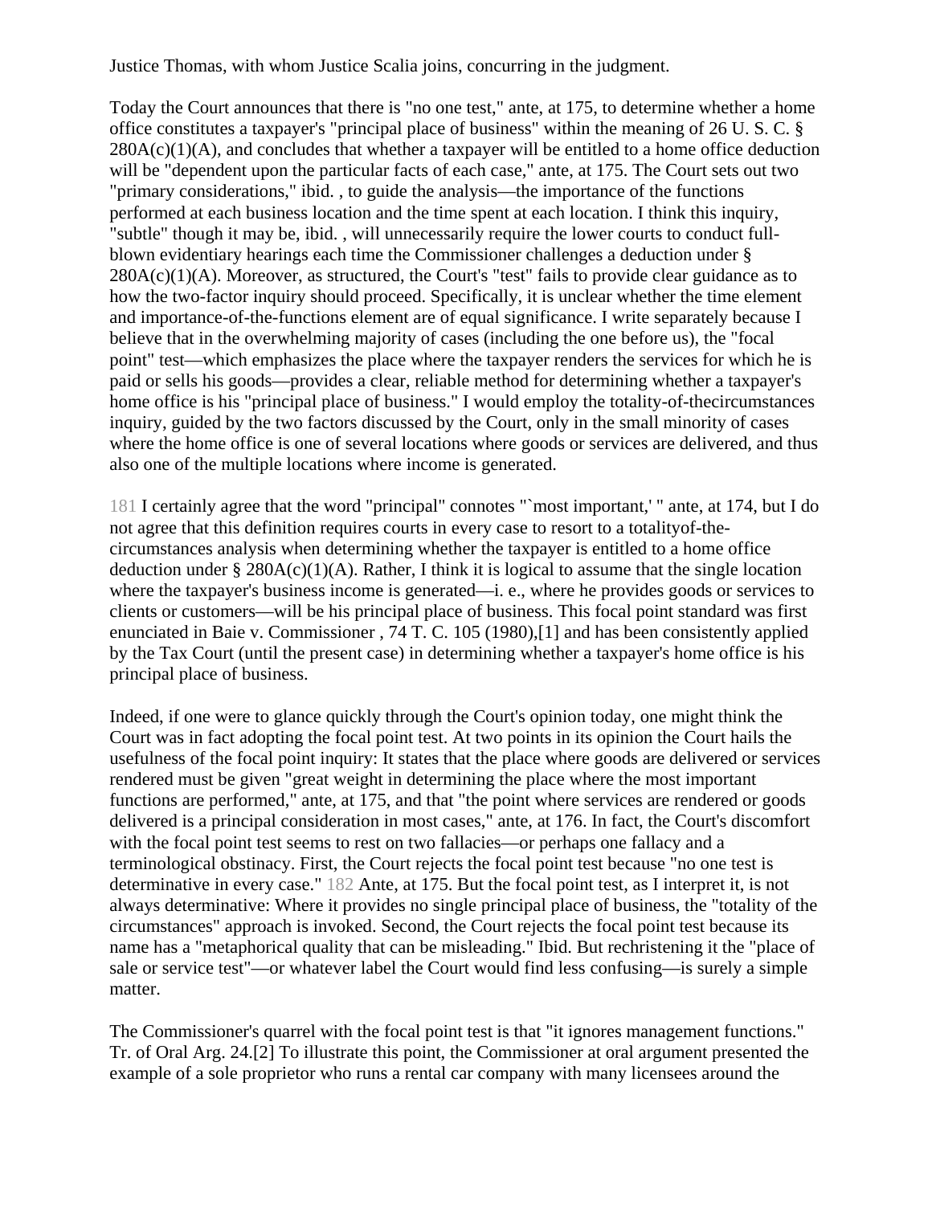Justice Thomas, with whom Justice Scalia joins, concurring in the judgment.

Today the Court announces that there is "no one test," ante, at 175, to determine whether a home office constitutes a taxpayer's "principal place of business" within the meaning of 26 U. S. C. § 280A(c)(1)(A), and concludes that whether a taxpayer will be entitled to a home office deduction will be "dependent upon the particular facts of each case," ante, at 175. The Court sets out two "primary considerations," ibid. , to guide the analysis—the importance of the functions performed at each business location and the time spent at each location. I think this inquiry, "subtle" though it may be, ibid. , will unnecessarily require the lower courts to conduct full-blown evidentiary hearings each time the Commissioner challenges a deduction under § 280A(c)(1)(A). Moreover, as structured, the Court's "test" fails to provide clear guidance as to how the two-factor inquiry should proceed. Specifically, it is unclear whether the time element and importance-of-the-functions element are of equal significance. I write separately because I believe that in the overwhelming majority of cases (including the one before us), the "focal point" test—which emphasizes the place where the taxpayer renders the services for which he is paid or sells his goods—provides a clear, reliable method for determining whether a taxpayer's home office is his "principal place of business." I would employ the totality-of-thecircumstances inquiry, guided by the two factors discussed by the Court, only in the small minority of cases where the home office is one of several locations where goods or services are delivered, and thus also one of the multiple locations where income is generated.

181 I certainly agree that the word "principal" connotes "`most important,' " ante, at 174, but I do not agree that this definition requires courts in every case to resort to a totalityof-the-circumstances analysis when determining whether the taxpayer is entitled to a home office deduction under § 280A(c)(1)(A). Rather, I think it is logical to assume that the single location where the taxpayer's business income is generated—i. e., where he provides goods or services to clients or customers—will be his principal place of business. This focal point standard was first enunciated in Baie v. Commissioner , 74 T. C. 105 (1980),[1] and has been consistently applied by the Tax Court (until the present case) in determining whether a taxpayer's home office is his principal place of business.

Indeed, if one were to glance quickly through the Court's opinion today, one might think the Court was in fact adopting the focal point test. At two points in its opinion the Court hails the usefulness of the focal point inquiry: It states that the place where goods are delivered or services rendered must be given "great weight in determining the place where the most important functions are performed," ante, at 175, and that "the point where services are rendered or goods delivered is a principal consideration in most cases," ante, at 176. In fact, the Court's discomfort with the focal point test seems to rest on two fallacies—or perhaps one fallacy and a terminological obstinacy. First, the Court rejects the focal point test because "no one test is determinative in every case." 182 Ante, at 175. But the focal point test, as I interpret it, is not always determinative: Where it provides no single principal place of business, the "totality of the circumstances" approach is invoked. Second, the Court rejects the focal point test because its name has a "metaphorical quality that can be misleading." Ibid. But rechristening it the "place of sale or service test"—or whatever label the Court would find less confusing—is surely a simple matter.

The Commissioner's quarrel with the focal point test is that "it ignores management functions." Tr. of Oral Arg. 24.[2] To illustrate this point, the Commissioner at oral argument presented the example of a sole proprietor who runs a rental car company with many licensees around the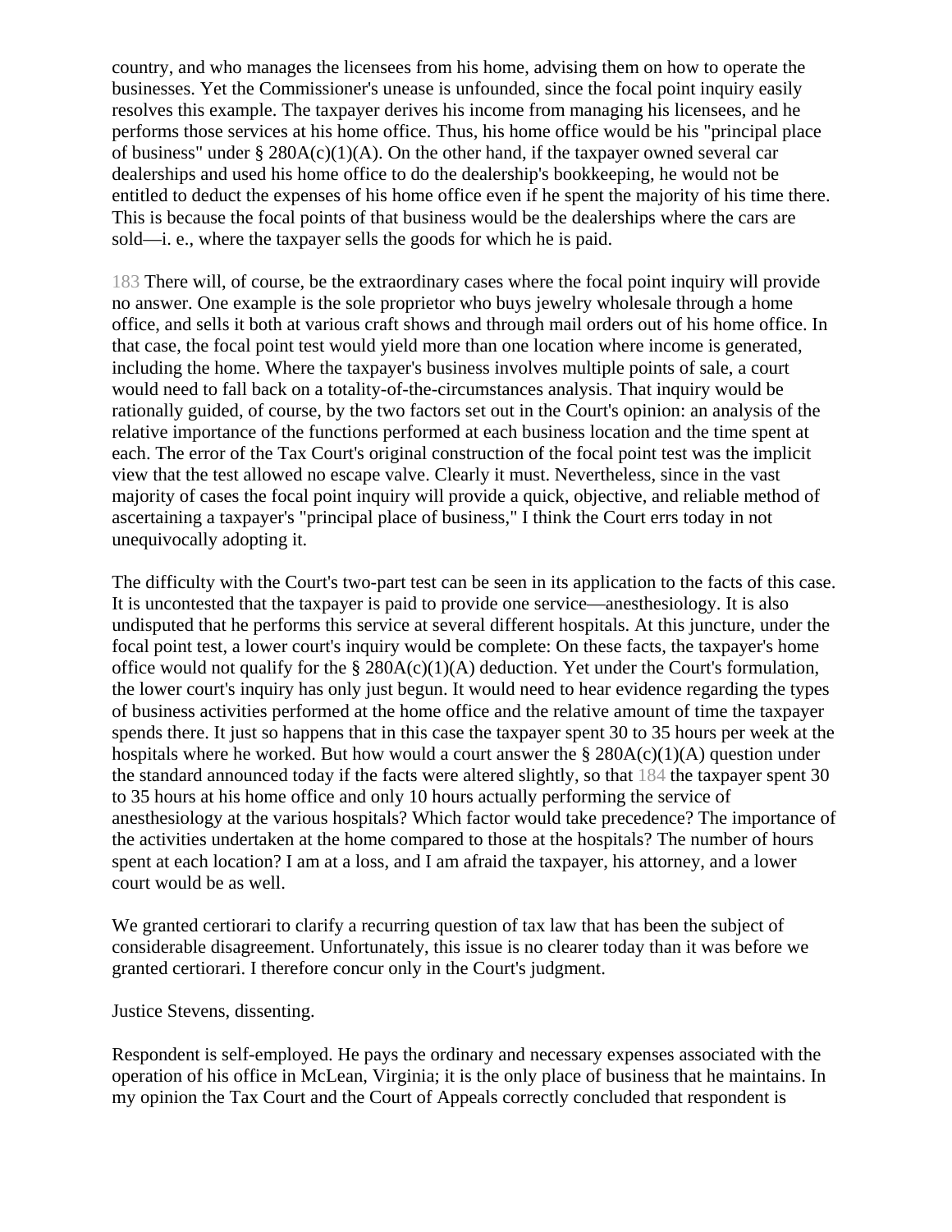country, and who manages the licensees from his home, advising them on how to operate the businesses. Yet the Commissioner's unease is unfounded, since the focal point inquiry easily resolves this example. The taxpayer derives his income from managing his licensees, and he performs those services at his home office. Thus, his home office would be his "principal place of business" under § 280A(c)(1)(A). On the other hand, if the taxpayer owned several car dealerships and used his home office to do the dealership's bookkeeping, he would not be entitled to deduct the expenses of his home office even if he spent the majority of his time there. This is because the focal points of that business would be the dealerships where the cars are sold—i. e., where the taxpayer sells the goods for which he is paid.

183 There will, of course, be the extraordinary cases where the focal point inquiry will provide no answer. One example is the sole proprietor who buys jewelry wholesale through a home office, and sells it both at various craft shows and through mail orders out of his home office. In that case, the focal point test would yield more than one location where income is generated, including the home. Where the taxpayer's business involves multiple points of sale, a court would need to fall back on a totality-of-the-circumstances analysis. That inquiry would be rationally guided, of course, by the two factors set out in the Court's opinion: an analysis of the relative importance of the functions performed at each business location and the time spent at each. The error of the Tax Court's original construction of the focal point test was the implicit view that the test allowed no escape valve. Clearly it must. Nevertheless, since in the vast majority of cases the focal point inquiry will provide a quick, objective, and reliable method of ascertaining a taxpayer's "principal place of business," I think the Court errs today in not unequivocally adopting it.

The difficulty with the Court's two-part test can be seen in its application to the facts of this case. It is uncontested that the taxpayer is paid to provide one service—anesthesiology. It is also undisputed that he performs this service at several different hospitals. At this juncture, under the focal point test, a lower court's inquiry would be complete: On these facts, the taxpayer's home office would not qualify for the § 280A(c)(1)(A) deduction. Yet under the Court's formulation, the lower court's inquiry has only just begun. It would need to hear evidence regarding the types of business activities performed at the home office and the relative amount of time the taxpayer spends there. It just so happens that in this case the taxpayer spent 30 to 35 hours per week at the hospitals where he worked. But how would a court answer the § 280A(c)(1)(A) question under the standard announced today if the facts were altered slightly, so that 184 the taxpayer spent 30 to 35 hours at his home office and only 10 hours actually performing the service of anesthesiology at the various hospitals? Which factor would take precedence? The importance of the activities undertaken at the home compared to those at the hospitals? The number of hours spent at each location? I am at a loss, and I am afraid the taxpayer, his attorney, and a lower court would be as well.

We granted certiorari to clarify a recurring question of tax law that has been the subject of considerable disagreement. Unfortunately, this issue is no clearer today than it was before we granted certiorari. I therefore concur only in the Court's judgment.

Justice Stevens, dissenting.

Respondent is self-employed. He pays the ordinary and necessary expenses associated with the operation of his office in McLean, Virginia; it is the only place of business that he maintains. In my opinion the Tax Court and the Court of Appeals correctly concluded that respondent is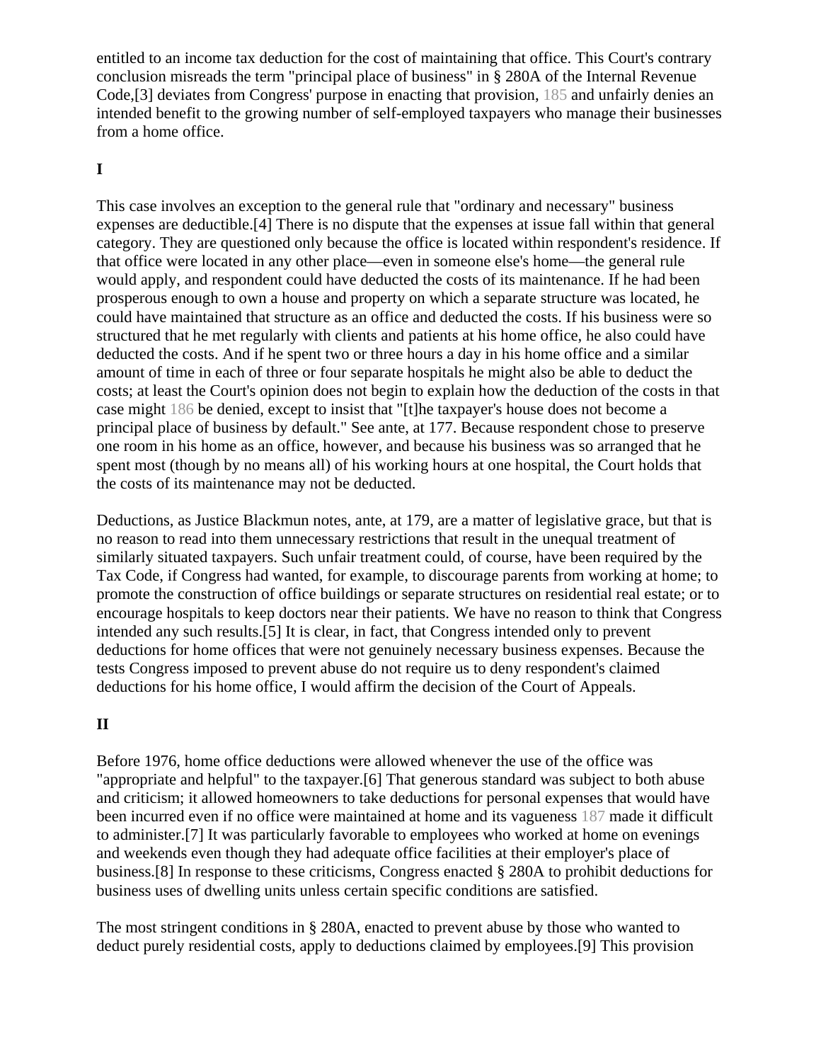entitled to an income tax deduction for the cost of maintaining that office. This Court's contrary conclusion misreads the term "principal place of business" in § 280A of the Internal Revenue Code,[3] deviates from Congress' purpose in enacting that provision, 185 and unfairly denies an intended benefit to the growing number of self-employed taxpayers who manage their businesses from a home office.

**I**

This case involves an exception to the general rule that "ordinary and necessary" business expenses are deductible.[4] There is no dispute that the expenses at issue fall within that general category. They are questioned only because the office is located within respondent's residence. If that office were located in any other place—even in someone else's home—the general rule would apply, and respondent could have deducted the costs of its maintenance. If he had been prosperous enough to own a house and property on which a separate structure was located, he could have maintained that structure as an office and deducted the costs. If his business were so structured that he met regularly with clients and patients at his home office, he also could have deducted the costs. And if he spent two or three hours a day in his home office and a similar amount of time in each of three or four separate hospitals he might also be able to deduct the costs; at least the Court's opinion does not begin to explain how the deduction of the costs in that case might 186 be denied, except to insist that "[t]he taxpayer's house does not become a principal place of business by default." See ante, at 177. Because respondent chose to preserve one room in his home as an office, however, and because his business was so arranged that he spent most (though by no means all) of his working hours at one hospital, the Court holds that the costs of its maintenance may not be deducted.

Deductions, as Justice Blackmun notes, ante, at 179, are a matter of legislative grace, but that is no reason to read into them unnecessary restrictions that result in the unequal treatment of similarly situated taxpayers. Such unfair treatment could, of course, have been required by the Tax Code, if Congress had wanted, for example, to discourage parents from working at home; to promote the construction of office buildings or separate structures on residential real estate; or to encourage hospitals to keep doctors near their patients. We have no reason to think that Congress intended any such results.[5] It is clear, in fact, that Congress intended only to prevent deductions for home offices that were not genuinely necessary business expenses. Because the tests Congress imposed to prevent abuse do not require us to deny respondent's claimed deductions for his home office, I would affirm the decision of the Court of Appeals.

**II**

Before 1976, home office deductions were allowed whenever the use of the office was "appropriate and helpful" to the taxpayer.[6] That generous standard was subject to both abuse and criticism; it allowed homeowners to take deductions for personal expenses that would have been incurred even if no office were maintained at home and its vagueness 187 made it difficult to administer.[7] It was particularly favorable to employees who worked at home on evenings and weekends even though they had adequate office facilities at their employer's place of business.[8] In response to these criticisms, Congress enacted § 280A to prohibit deductions for business uses of dwelling units unless certain specific conditions are satisfied.

The most stringent conditions in § 280A, enacted to prevent abuse by those who wanted to deduct purely residential costs, apply to deductions claimed by employees.[9] This provision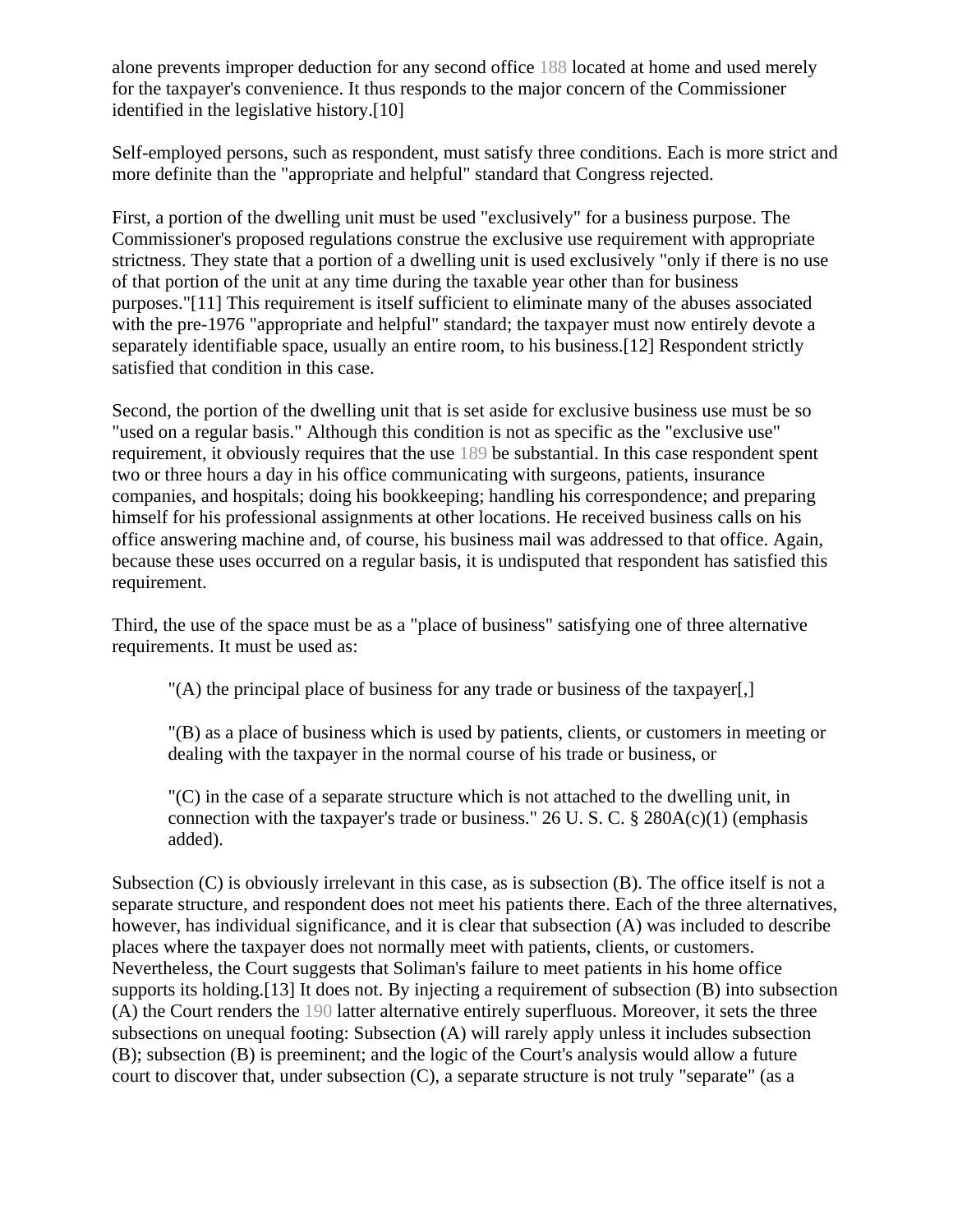alone prevents improper deduction for any second office 188 located at home and used merely for the taxpayer's convenience. It thus responds to the major concern of the Commissioner identified in the legislative history.[10]

Self-employed persons, such as respondent, must satisfy three conditions. Each is more strict and more definite than the "appropriate and helpful" standard that Congress rejected.

First, a portion of the dwelling unit must be used "exclusively" for a business purpose. The Commissioner's proposed regulations construe the exclusive use requirement with appropriate strictness. They state that a portion of a dwelling unit is used exclusively "only if there is no use of that portion of the unit at any time during the taxable year other than for business purposes."[11] This requirement is itself sufficient to eliminate many of the abuses associated with the pre-1976 "appropriate and helpful" standard; the taxpayer must now entirely devote a separately identifiable space, usually an entire room, to his business.[12] Respondent strictly satisfied that condition in this case.

Second, the portion of the dwelling unit that is set aside for exclusive business use must be so "used on a regular basis." Although this condition is not as specific as the "exclusive use" requirement, it obviously requires that the use 189 be substantial. In this case respondent spent two or three hours a day in his office communicating with surgeons, patients, insurance companies, and hospitals; doing his bookkeeping; handling his correspondence; and preparing himself for his professional assignments at other locations. He received business calls on his office answering machine and, of course, his business mail was addressed to that office. Again, because these uses occurred on a regular basis, it is undisputed that respondent has satisfied this requirement.

Third, the use of the space must be as a "place of business" satisfying one of three alternative requirements. It must be used as:

> "(A) the principal place of business for any trade or business of the taxpayer[,]
>
> "(B) as a place of business which is used by patients, clients, or customers in meeting or dealing with the taxpayer in the normal course of his trade or business, or
>
> "(C) in the case of a separate structure which is not attached to the dwelling unit, in connection with the taxpayer's trade or business." 26 U. S. C. § 280A(c)(1) (emphasis added).

Subsection (C) is obviously irrelevant in this case, as is subsection (B). The office itself is not a separate structure, and respondent does not meet his patients there. Each of the three alternatives, however, has individual significance, and it is clear that subsection (A) was included to describe places where the taxpayer does not normally meet with patients, clients, or customers. Nevertheless, the Court suggests that Soliman's failure to meet patients in his home office supports its holding.[13] It does not. By injecting a requirement of subsection (B) into subsection (A) the Court renders the 190 latter alternative entirely superfluous. Moreover, it sets the three subsections on unequal footing: Subsection (A) will rarely apply unless it includes subsection (B); subsection (B) is preeminent; and the logic of the Court's analysis would allow a future court to discover that, under subsection (C), a separate structure is not truly "separate" (as a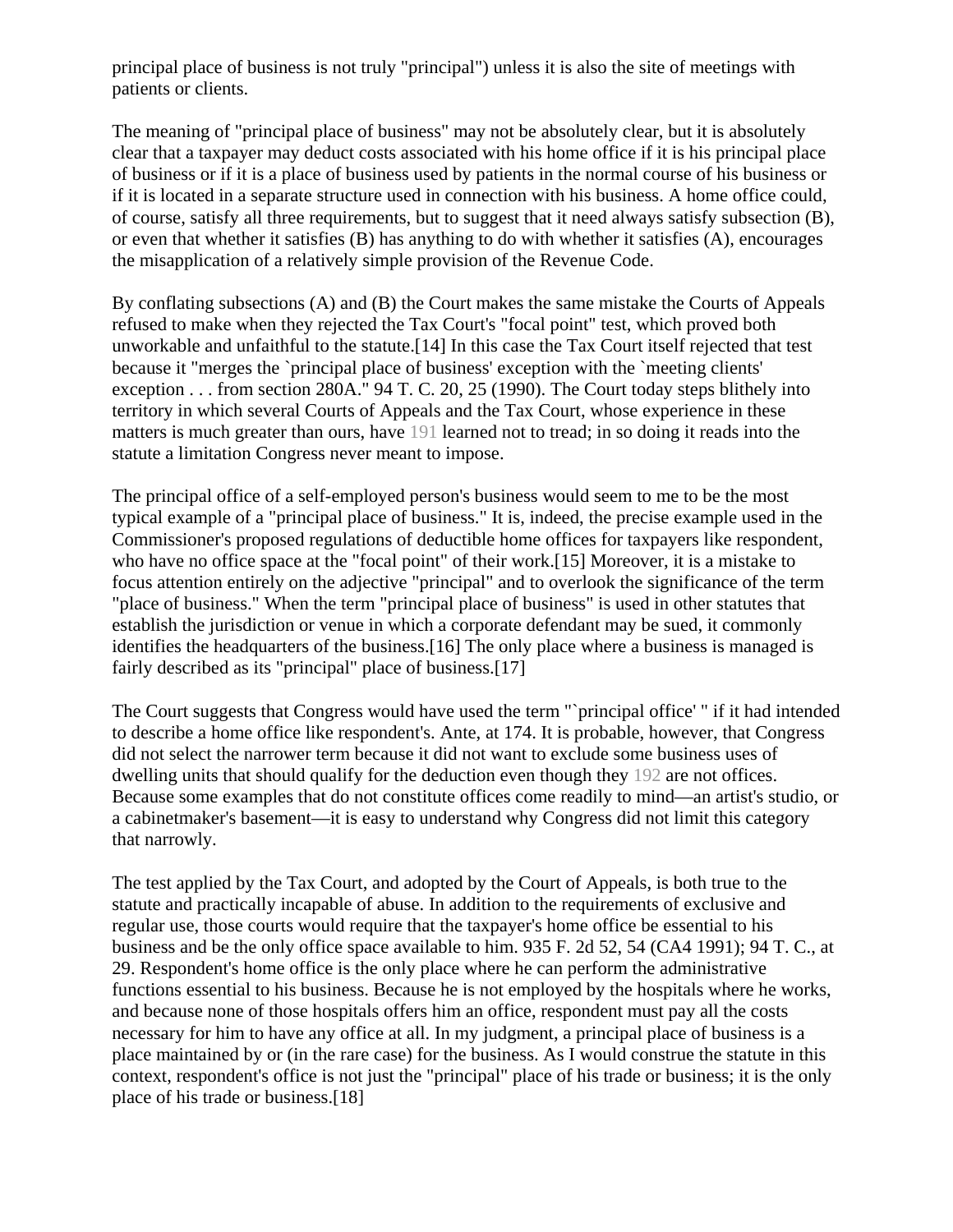principal place of business is not truly "principal") unless it is also the site of meetings with patients or clients.

The meaning of "principal place of business" may not be absolutely clear, but it is absolutely clear that a taxpayer may deduct costs associated with his home office if it is his principal place of business or if it is a place of business used by patients in the normal course of his business or if it is located in a separate structure used in connection with his business. A home office could, of course, satisfy all three requirements, but to suggest that it need always satisfy subsection (B), or even that whether it satisfies (B) has anything to do with whether it satisfies (A), encourages the misapplication of a relatively simple provision of the Revenue Code.

By conflating subsections (A) and (B) the Court makes the same mistake the Courts of Appeals refused to make when they rejected the Tax Court's "focal point" test, which proved both unworkable and unfaithful to the statute.[14] In this case the Tax Court itself rejected that test because it "merges the `principal place of business' exception with the `meeting clients' exception . . . from section 280A." 94 T. C. 20, 25 (1990). The Court today steps blithely into territory in which several Courts of Appeals and the Tax Court, whose experience in these matters is much greater than ours, have 191 learned not to tread; in so doing it reads into the statute a limitation Congress never meant to impose.

The principal office of a self-employed person's business would seem to me to be the most typical example of a "principal place of business." It is, indeed, the precise example used in the Commissioner's proposed regulations of deductible home offices for taxpayers like respondent, who have no office space at the "focal point" of their work.[15] Moreover, it is a mistake to focus attention entirely on the adjective "principal" and to overlook the significance of the term "place of business." When the term "principal place of business" is used in other statutes that establish the jurisdiction or venue in which a corporate defendant may be sued, it commonly identifies the headquarters of the business.[16] The only place where a business is managed is fairly described as its "principal" place of business.[17]

The Court suggests that Congress would have used the term "`principal office' " if it had intended to describe a home office like respondent's. Ante, at 174. It is probable, however, that Congress did not select the narrower term because it did not want to exclude some business uses of dwelling units that should qualify for the deduction even though they 192 are not offices. Because some examples that do not constitute offices come readily to mind—an artist's studio, or a cabinetmaker's basement—it is easy to understand why Congress did not limit this category that narrowly.

The test applied by the Tax Court, and adopted by the Court of Appeals, is both true to the statute and practically incapable of abuse. In addition to the requirements of exclusive and regular use, those courts would require that the taxpayer's home office be essential to his business and be the only office space available to him. 935 F. 2d 52, 54 (CA4 1991); 94 T. C., at 29. Respondent's home office is the only place where he can perform the administrative functions essential to his business. Because he is not employed by the hospitals where he works, and because none of those hospitals offers him an office, respondent must pay all the costs necessary for him to have any office at all. In my judgment, a principal place of business is a place maintained by or (in the rare case) for the business. As I would construe the statute in this context, respondent's office is not just the "principal" place of his trade or business; it is the only place of his trade or business.[18]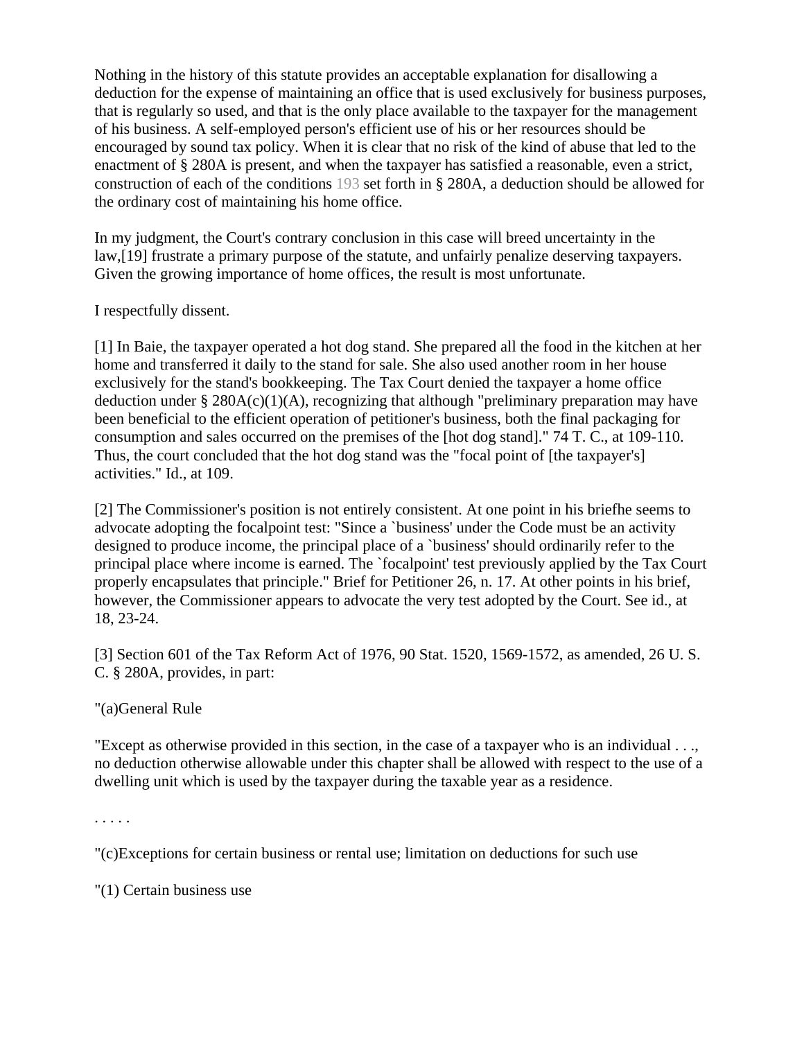Nothing in the history of this statute provides an acceptable explanation for disallowing a deduction for the expense of maintaining an office that is used exclusively for business purposes, that is regularly so used, and that is the only place available to the taxpayer for the management of his business. A self-employed person's efficient use of his or her resources should be encouraged by sound tax policy. When it is clear that no risk of the kind of abuse that led to the enactment of § 280A is present, and when the taxpayer has satisfied a reasonable, even a strict, construction of each of the conditions 193 set forth in § 280A, a deduction should be allowed for the ordinary cost of maintaining his home office.

In my judgment, the Court's contrary conclusion in this case will breed uncertainty in the law,[19] frustrate a primary purpose of the statute, and unfairly penalize deserving taxpayers. Given the growing importance of home offices, the result is most unfortunate.

I respectfully dissent.

[1] In Baie, the taxpayer operated a hot dog stand. She prepared all the food in the kitchen at her home and transferred it daily to the stand for sale. She also used another room in her house exclusively for the stand's bookkeeping. The Tax Court denied the taxpayer a home office deduction under § 280A(c)(1)(A), recognizing that although "preliminary preparation may have been beneficial to the efficient operation of petitioner's business, both the final packaging for consumption and sales occurred on the premises of the [hot dog stand]." 74 T. C., at 109-110. Thus, the court concluded that the hot dog stand was the "focal point of [the taxpayer's] activities." Id., at 109.

[2] The Commissioner's position is not entirely consistent. At one point in his briefhe seems to advocate adopting the focalpoint test: "Since a `business' under the Code must be an activity designed to produce income, the principal place of a `business' should ordinarily refer to the principal place where income is earned. The `focalpoint' test previously applied by the Tax Court properly encapsulates that principle." Brief for Petitioner 26, n. 17. At other points in his brief, however, the Commissioner appears to advocate the very test adopted by the Court. See id., at 18, 23-24.

[3] Section 601 of the Tax Reform Act of 1976, 90 Stat. 1520, 1569-1572, as amended, 26 U. S. C. § 280A, provides, in part:

"(a)General Rule

"Except as otherwise provided in this section, in the case of a taxpayer who is an individual . . ., no deduction otherwise allowable under this chapter shall be allowed with respect to the use of a dwelling unit which is used by the taxpayer during the taxable year as a residence.

. . . . .

"(c)Exceptions for certain business or rental use; limitation on deductions for such use

"(1) Certain business use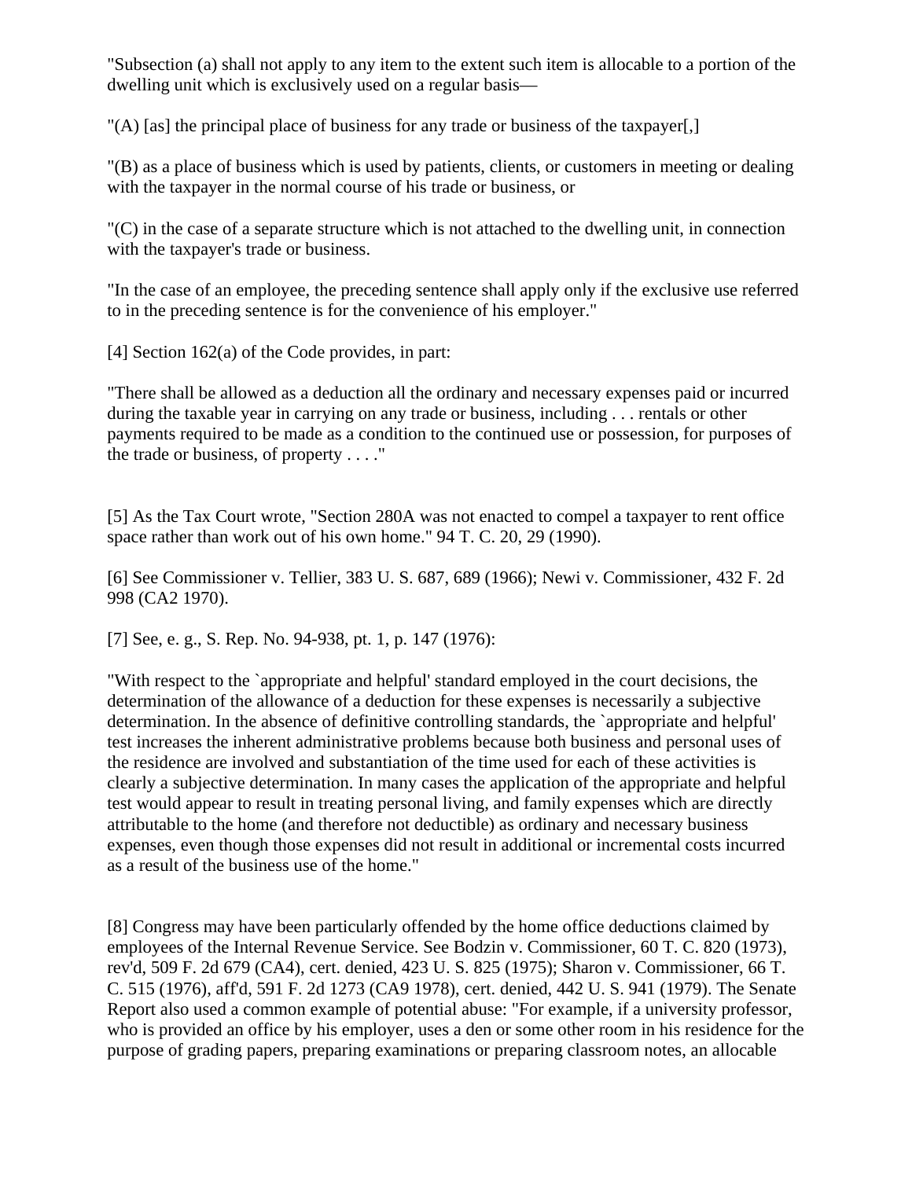"Subsection (a) shall not apply to any item to the extent such item is allocable to a portion of the dwelling unit which is exclusively used on a regular basis—

"(A) [as] the principal place of business for any trade or business of the taxpayer[,]

"(B) as a place of business which is used by patients, clients, or customers in meeting or dealing with the taxpayer in the normal course of his trade or business, or

"(C) in the case of a separate structure which is not attached to the dwelling unit, in connection with the taxpayer's trade or business.

"In the case of an employee, the preceding sentence shall apply only if the exclusive use referred to in the preceding sentence is for the convenience of his employer."

[4] Section 162(a) of the Code provides, in part:

"There shall be allowed as a deduction all the ordinary and necessary expenses paid or incurred during the taxable year in carrying on any trade or business, including . . . rentals or other payments required to be made as a condition to the continued use or possession, for purposes of the trade or business, of property . . . ."

[5] As the Tax Court wrote, "Section 280A was not enacted to compel a taxpayer to rent office space rather than work out of his own home." 94 T. C. 20, 29 (1990).

[6] See Commissioner v. Tellier, 383 U. S. 687, 689 (1966); Newi v. Commissioner, 432 F. 2d 998 (CA2 1970).

[7] See, e. g., S. Rep. No. 94-938, pt. 1, p. 147 (1976):

"With respect to the `appropriate and helpful' standard employed in the court decisions, the determination of the allowance of a deduction for these expenses is necessarily a subjective determination. In the absence of definitive controlling standards, the `appropriate and helpful' test increases the inherent administrative problems because both business and personal uses of the residence are involved and substantiation of the time used for each of these activities is clearly a subjective determination. In many cases the application of the appropriate and helpful test would appear to result in treating personal living, and family expenses which are directly attributable to the home (and therefore not deductible) as ordinary and necessary business expenses, even though those expenses did not result in additional or incremental costs incurred as a result of the business use of the home."

[8] Congress may have been particularly offended by the home office deductions claimed by employees of the Internal Revenue Service. See Bodzin v. Commissioner, 60 T. C. 820 (1973), rev'd, 509 F. 2d 679 (CA4), cert. denied, 423 U. S. 825 (1975); Sharon v. Commissioner, 66 T. C. 515 (1976), aff'd, 591 F. 2d 1273 (CA9 1978), cert. denied, 442 U. S. 941 (1979). The Senate Report also used a common example of potential abuse: "For example, if a university professor, who is provided an office by his employer, uses a den or some other room in his residence for the purpose of grading papers, preparing examinations or preparing classroom notes, an allocable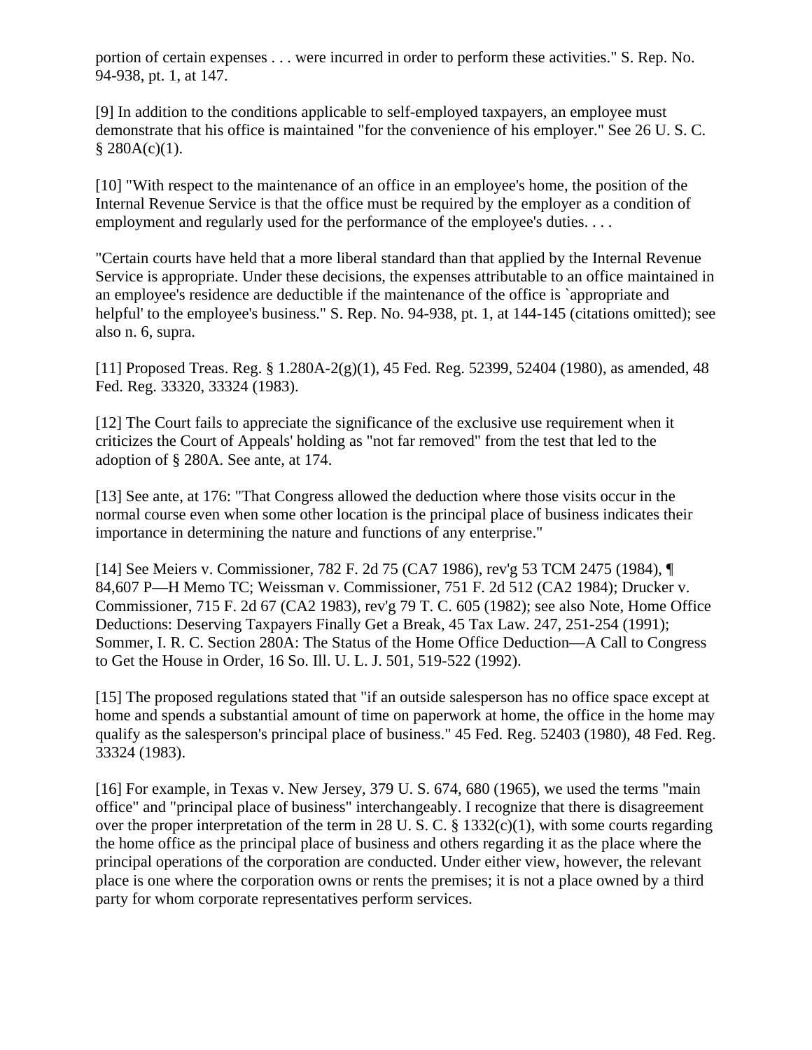portion of certain expenses . . . were incurred in order to perform these activities." S. Rep. No. 94-938, pt. 1, at 147.

[9] In addition to the conditions applicable to self-employed taxpayers, an employee must demonstrate that his office is maintained "for the convenience of his employer." See 26 U. S. C. § 280A(c)(1).

[10] "With respect to the maintenance of an office in an employee's home, the position of the Internal Revenue Service is that the office must be required by the employer as a condition of employment and regularly used for the performance of the employee's duties. . . .

"Certain courts have held that a more liberal standard than that applied by the Internal Revenue Service is appropriate. Under these decisions, the expenses attributable to an office maintained in an employee's residence are deductible if the maintenance of the office is `appropriate and helpful' to the employee's business." S. Rep. No. 94-938, pt. 1, at 144-145 (citations omitted); see also n. 6, supra.

[11] Proposed Treas. Reg. § 1.280A-2(g)(1), 45 Fed. Reg. 52399, 52404 (1980), as amended, 48 Fed. Reg. 33320, 33324 (1983).

[12] The Court fails to appreciate the significance of the exclusive use requirement when it criticizes the Court of Appeals' holding as "not far removed" from the test that led to the adoption of § 280A. See ante, at 174.

[13] See ante, at 176: "That Congress allowed the deduction where those visits occur in the normal course even when some other location is the principal place of business indicates their importance in determining the nature and functions of any enterprise."

[14] See Meiers v. Commissioner, 782 F. 2d 75 (CA7 1986), rev'g 53 TCM 2475 (1984), ¶ 84,607 P—H Memo TC; Weissman v. Commissioner, 751 F. 2d 512 (CA2 1984); Drucker v. Commissioner, 715 F. 2d 67 (CA2 1983), rev'g 79 T. C. 605 (1982); see also Note, Home Office Deductions: Deserving Taxpayers Finally Get a Break, 45 Tax Law. 247, 251-254 (1991); Sommer, I. R. C. Section 280A: The Status of the Home Office Deduction—A Call to Congress to Get the House in Order, 16 So. Ill. U. L. J. 501, 519-522 (1992).

[15] The proposed regulations stated that "if an outside salesperson has no office space except at home and spends a substantial amount of time on paperwork at home, the office in the home may qualify as the salesperson's principal place of business." 45 Fed. Reg. 52403 (1980), 48 Fed. Reg. 33324 (1983).

[16] For example, in Texas v. New Jersey, 379 U. S. 674, 680 (1965), we used the terms "main office" and "principal place of business" interchangeably. I recognize that there is disagreement over the proper interpretation of the term in 28 U. S. C. § 1332(c)(1), with some courts regarding the home office as the principal place of business and others regarding it as the place where the principal operations of the corporation are conducted. Under either view, however, the relevant place is one where the corporation owns or rents the premises; it is not a place owned by a third party for whom corporate representatives perform services.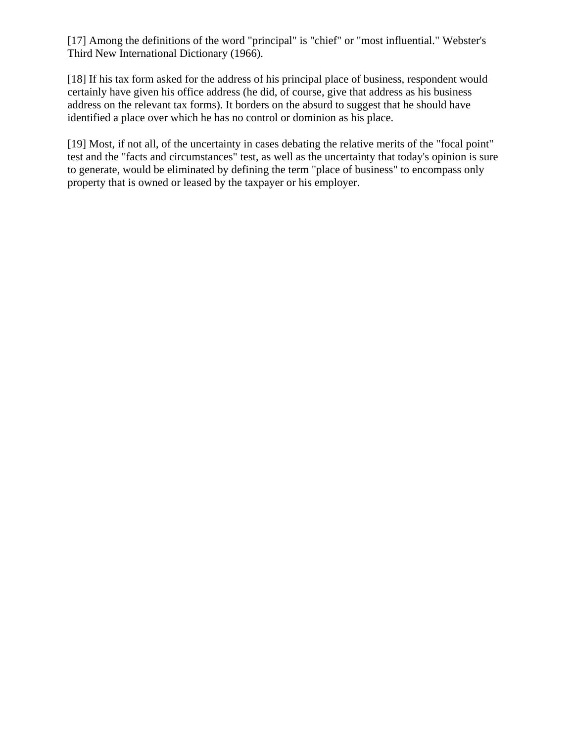[17] Among the definitions of the word "principal" is "chief" or "most influential." Webster's Third New International Dictionary (1966).

[18] If his tax form asked for the address of his principal place of business, respondent would certainly have given his office address (he did, of course, give that address as his business address on the relevant tax forms). It borders on the absurd to suggest that he should have identified a place over which he has no control or dominion as his place.

[19] Most, if not all, of the uncertainty in cases debating the relative merits of the "focal point" test and the "facts and circumstances" test, as well as the uncertainty that today's opinion is sure to generate, would be eliminated by defining the term "place of business" to encompass only property that is owned or leased by the taxpayer or his employer.